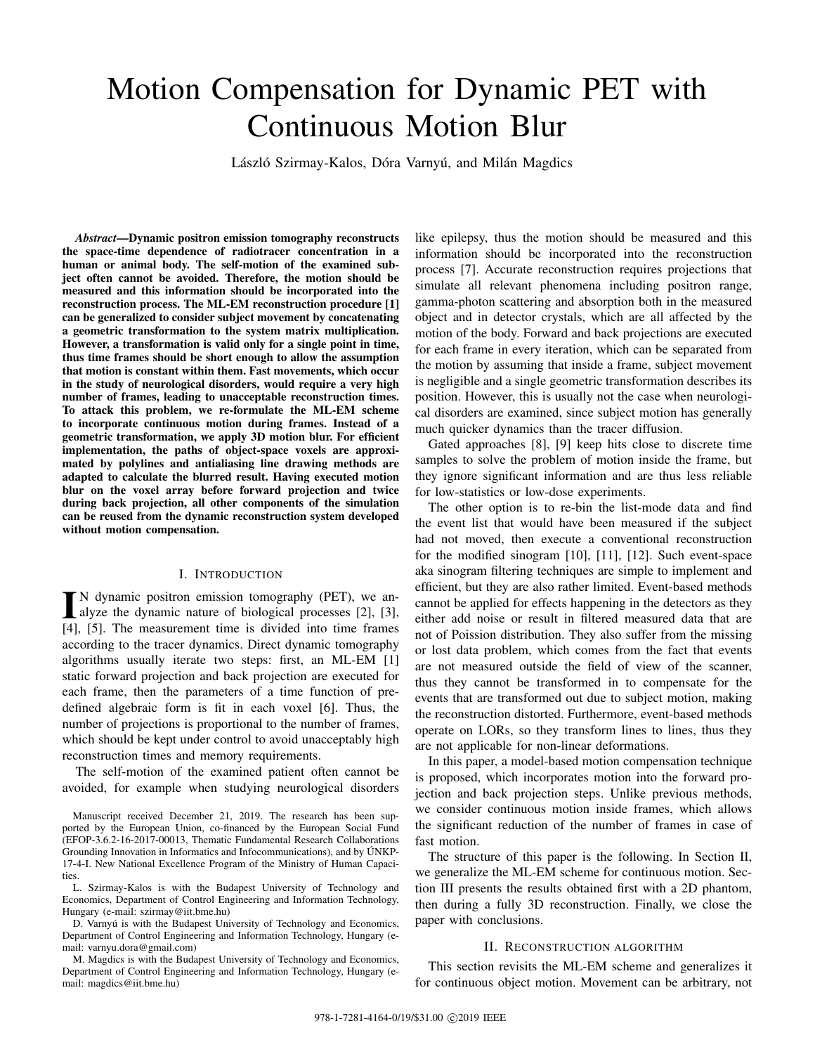# Motion Compensation for Dynamic PET with Continuous Motion Blur

László Szirmay-Kalos, Dóra Varnyú, and Milán Magdics

***Abstract*—Dynamic positron emission tomography reconstructs the space-time dependence of radiotracer concentration in a human or animal body. The self-motion of the examined subject often cannot be avoided. Therefore, the motion should be measured and this information should be incorporated into the reconstruction process. The ML-EM reconstruction procedure [1] can be generalized to consider subject movement by concatenating a geometric transformation to the system matrix multiplication. However, a transformation is valid only for a single point in time, thus time frames should be short enough to allow the assumption that motion is constant within them. Fast movements, which occur in the study of neurological disorders, would require a very high number of frames, leading to unacceptable reconstruction times. To attack this problem, we re-formulate the ML-EM scheme to incorporate continuous motion during frames. Instead of a geometric transformation, we apply 3D motion blur. For efficient implementation, the paths of object-space voxels are approximated by polylines and antialiasing line drawing methods are adapted to calculate the blurred result. Having executed motion blur on the voxel array before forward projection and twice during back projection, all other components of the simulation can be reused from the dynamic reconstruction system developed without motion compensation.**

## I. Introduction

In dynamic positron emission tomography (PET), we analyze the dynamic nature of biological processes [2], [3], [4], [5]. The measurement time is divided into time frames according to the tracer dynamics. Direct dynamic tomography algorithms usually iterate two steps: first, an ML-EM [1] static forward projection and back projection are executed for each frame, then the parameters of a time function of predefined algebraic form is fit in each voxel [6]. Thus, the number of projections is proportional to the number of frames, which should be kept under control to avoid unacceptably high reconstruction times and memory requirements.

The self-motion of the examined patient often cannot be avoided, for example when studying neurological disorders like epilepsy, thus the motion should be measured and this information should be incorporated into the reconstruction process [7]. Accurate reconstruction requires projections that simulate all relevant phenomena including positron range, gamma-photon scattering and absorption both in the measured object and in detector crystals, which are all affected by the motion of the body. Forward and back projections are executed for each frame in every iteration, which can be separated from the motion by assuming that inside a frame, subject movement is negligible and a single geometric transformation describes its position. However, this is usually not the case when neurological disorders are examined, since subject motion has generally much quicker dynamics than the tracer diffusion.

Gated approaches [8], [9] keep hits close to discrete time samples to solve the problem of motion inside the frame, but they ignore significant information and are thus less reliable for low-statistics or low-dose experiments.

The other option is to re-bin the list-mode data and find the event list that would have been measured if the subject had not moved, then execute a conventional reconstruction for the modified sinogram [10], [11], [12]. Such event-space aka sinogram filtering techniques are simple to implement and efficient, but they are also rather limited. Event-based methods cannot be applied for effects happening in the detectors as they either add noise or result in filtered measured data that are not of Poission distribution. They also suffer from the missing or lost data problem, which comes from the fact that events are not measured outside the field of view of the scanner, thus they cannot be transformed in to compensate for the events that are transformed out due to subject motion, making the reconstruction distorted. Furthermore, event-based methods operate on LORs, so they transform lines to lines, thus they are not applicable for non-linear deformations.

In this paper, a model-based motion compensation technique is proposed, which incorporates motion into the forward projection and back projection steps. Unlike previous methods, we consider continuous motion inside frames, which allows the significant reduction of the number of frames in case of fast motion.

The structure of this paper is the following. In Section II, we generalize the ML-EM scheme for continuous motion. Section III presents the results obtained first with a 2D phantom, then during a fully 3D reconstruction. Finally, we close the paper with conclusions.

## II. Reconstruction algorithm

This section revisits the ML-EM scheme and generalizes it for continuous object motion. Movement can be arbitrary, not

---

Manuscript received December 21, 2019. The research has been supported by the European Union, co-financed by the European Social Fund (EFOP-3.6.2-16-2017-00013, Thematic Fundamental Research Collaborations Grounding Innovation in Informatics and Infocommunications), and by ÚNKP-17-4-I. New National Excellence Program of the Ministry of Human Capacities.

L. Szirmay-Kalos is with the Budapest University of Technology and Economics, Department of Control Engineering and Information Technology, Hungary (e-mail: szirmay@iit.bme.hu)

D. Varnyú is with the Budapest University of Technology and Economics, Department of Control Engineering and Information Technology, Hungary (e-mail: varnyu.dora@gmail.com)

M. Magdics is with the Budapest University of Technology and Economics, Department of Control Engineering and Information Technology, Hungary (e-mail: magdics@iit.bme.hu)

978-1-7281-4164-0/19/$31.00 ©2019 IEEE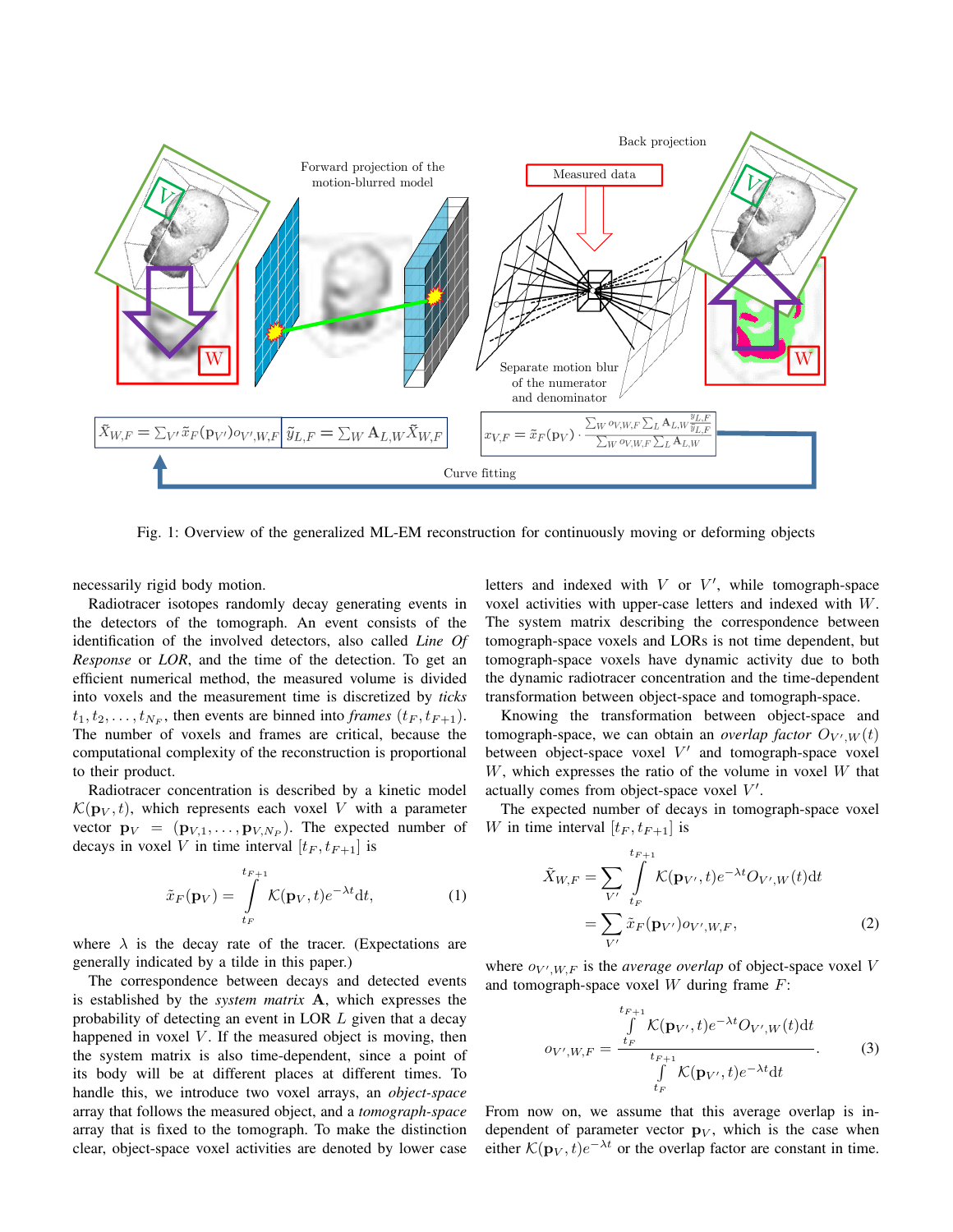Fig. 1: Overview of the generalized ML-EM reconstruction for continuously moving or deforming objects

necessarily rigid body motion.

Radiotracer isotopes randomly decay generating events in the detectors of the tomograph. An event consists of the identification of the involved detectors, also called *Line Of Response* or *LOR*, and the time of the detection. To get an efficient numerical method, the measured volume is divided into voxels and the measurement time is discretized by *ticks* $t_1, t_2, \ldots, t_{N_F}$, then events are binned into *frames* $(t_F, t_{F+1})$. The number of voxels and frames are critical, because the computational complexity of the reconstruction is proportional to their product.

Radiotracer concentration is described by a kinetic model $\mathcal{K}(\mathbf{p}_V, t)$, which represents each voxel $V$ with a parameter vector $\mathbf{p}_V = (\mathbf{p}_{V,1}, \ldots, \mathbf{p}_{V,N_P})$. The expected number of decays in voxel $V$ in time interval $[t_F, t_{F+1}]$ is

$$\tilde{x}_F(\mathbf{p}_V) = \int_{t_F}^{t_{F+1}} \mathcal{K}(\mathbf{p}_V, t) e^{-\lambda t} \mathrm{d}t, \tag{1}$$

where $\lambda$ is the decay rate of the tracer. (Expectations are generally indicated by a tilde in this paper.)

The correspondence between decays and detected events is established by the *system matrix* $\mathbf{A}$, which expresses the probability of detecting an event in LOR $L$ given that a decay happened in voxel $V$. If the measured object is moving, then the system matrix is also time-dependent, since a point of its body will be at different places at different times. To handle this, we introduce two voxel arrays, an *object-space* array that follows the measured object, and a *tomograph-space* array that is fixed to the tomograph. To make the distinction clear, object-space voxel activities are denoted by lower case letters and indexed with $V$ or $V'$, while tomograph-space voxel activities with upper-case letters and indexed with $W$. The system matrix describing the correspondence between tomograph-space voxels and LORs is not time dependent, but tomograph-space voxels have dynamic activity due to both the dynamic radiotracer concentration and the time-dependent transformation between object-space and tomograph-space.

Knowing the transformation between object-space and tomograph-space, we can obtain an *overlap factor* $O_{V',W}(t)$ between object-space voxel $V'$ and tomograph-space voxel $W$, which expresses the ratio of the volume in voxel $W$ that actually comes from object-space voxel $V'$.

The expected number of decays in tomograph-space voxel $W$ in time interval $[t_F, t_{F+1}]$ is

$$\begin{aligned}\tilde{X}_{W,F} &= \sum_{V'} \int_{t_F}^{t_{F+1}} \mathcal{K}(\mathbf{p}_{V'}, t) e^{-\lambda t} O_{V',W}(t) \mathrm{d}t \\ &= \sum_{V'} \tilde{x}_F(\mathbf{p}_{V'}) o_{V',W,F},\end{aligned} \tag{2}$$

where $o_{V',W,F}$ is the *average overlap* of object-space voxel $V$ and tomograph-space voxel $W$ during frame $F$:

$$o_{V',W,F} = \frac{\int_{t_F}^{t_{F+1}} \mathcal{K}(\mathbf{p}_{V'}, t) e^{-\lambda t} O_{V',W}(t) \mathrm{d}t}{\int_{t_F}^{t_{F+1}} \mathcal{K}(\mathbf{p}_{V'}, t) e^{-\lambda t} \mathrm{d}t}. \tag{3}$$

From now on, we assume that this average overlap is independent of parameter vector $\mathbf{p}_V$, which is the case when either $\mathcal{K}(\mathbf{p}_V, t) e^{-\lambda t}$ or the overlap factor are constant in time.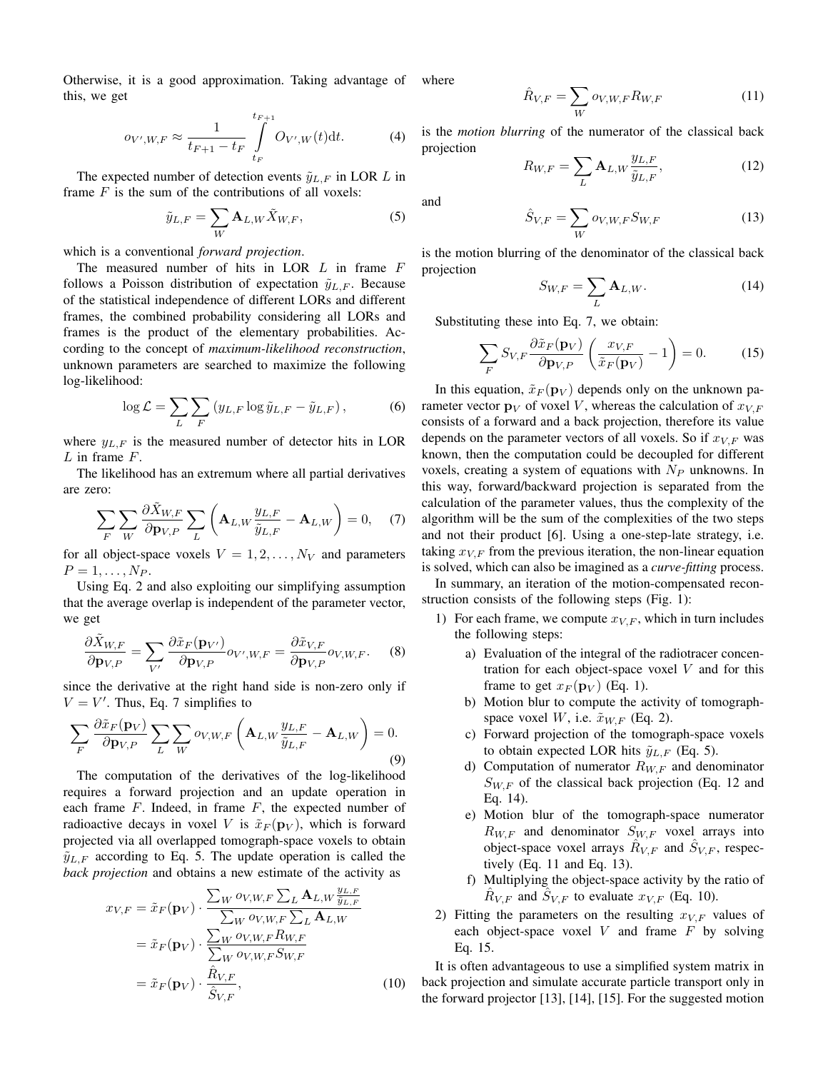Otherwise, it is a good approximation. Taking advantage of this, we get

$$o_{V',W,F} \approx \frac{1}{t_{F+1} - t_F} \int_{t_F}^{t_{F+1}} O_{V',W}(t)\mathrm{d}t. \tag{4}$$

The expected number of detection events $\tilde{y}_{L,F}$ in LOR $L$ in frame $F$ is the sum of the contributions of all voxels:

$$\tilde{y}_{L,F} = \sum_W \mathbf{A}_{L,W} \tilde{X}_{W,F}, \tag{5}$$

which is a conventional *forward projection*.

The measured number of hits in LOR $L$ in frame $F$ follows a Poisson distribution of expectation $\tilde{y}_{L,F}$. Because of the statistical independence of different LORs and different frames, the combined probability considering all LORs and frames is the product of the elementary probabilities. According to the concept of *maximum-likelihood reconstruction*, unknown parameters are searched to maximize the following log-likelihood:

$$\log \mathcal{L} = \sum_L \sum_F \left( y_{L,F} \log \tilde{y}_{L,F} - \tilde{y}_{L,F} \right), \tag{6}$$

where $y_{L,F}$ is the measured number of detector hits in LOR $L$ in frame $F$.

The likelihood has an extremum where all partial derivatives are zero:

$$\sum_F \sum_W \frac{\partial \tilde{X}_{W,F}}{\partial \mathbf{p}_{V,P}} \sum_L \left( \mathbf{A}_{L,W} \frac{y_{L,F}}{\tilde{y}_{L,F}} - \mathbf{A}_{L,W} \right) = 0, \tag{7}$$

for all object-space voxels $V = 1, 2, \ldots, N_V$ and parameters $P = 1, \ldots, N_P$.

Using Eq. 2 and also exploiting our simplifying assumption that the average overlap is independent of the parameter vector, we get

$$\frac{\partial \tilde{X}_{W,F}}{\partial \mathbf{p}_{V,P}} = \sum_{V'} \frac{\partial \tilde{x}_F(\mathbf{p}_{V'})}{\partial \mathbf{p}_{V,P}} o_{V',W,F} = \frac{\partial \tilde{x}_{V,F}}{\partial \mathbf{p}_{V,P}} o_{V,W,F}. \tag{8}$$

since the derivative at the right hand side is non-zero only if $V = V'$. Thus, Eq. 7 simplifies to

$$\sum_F \frac{\partial \tilde{x}_F(\mathbf{p}_V)}{\partial \mathbf{p}_{V,P}} \sum_L \sum_W o_{V,W,F} \left( \mathbf{A}_{L,W} \frac{y_{L,F}}{\tilde{y}_{L,F}} - \mathbf{A}_{L,W} \right) = 0. \tag{9}$$

The computation of the derivatives of the log-likelihood requires a forward projection and an update operation in each frame $F$. Indeed, in frame $F$, the expected number of radioactive decays in voxel $V$ is $\tilde{x}_F(\mathbf{p}_V)$, which is forward projected via all overlapped tomograph-space voxels to obtain $\tilde{y}_{L,F}$ according to Eq. 5. The update operation is called the *back projection* and obtains a new estimate of the activity as

$$\begin{aligned}
x_{V,F} &= \tilde{x}_F(\mathbf{p}_V) \cdot \frac{\sum_W o_{V,W,F} \sum_L \mathbf{A}_{L,W} \frac{y_{L,F}}{\tilde{y}_{L,F}}}{\sum_W o_{V,W,F} \sum_L \mathbf{A}_{L,W}} \\
&= \tilde{x}_F(\mathbf{p}_V) \cdot \frac{\sum_W o_{V,W,F} R_{W,F}}{\sum_W o_{V,W,F} S_{W,F}} \\
&= \tilde{x}_F(\mathbf{p}_V) \cdot \frac{\hat{R}_{V,F}}{\hat{S}_{V,F}},
\end{aligned} \tag{10}$$

where

$$\hat{R}_{V,F} = \sum_W o_{V,W,F} R_{W,F} \tag{11}$$

is the *motion blurring* of the numerator of the classical back projection

$$R_{W,F} = \sum_L \mathbf{A}_{L,W} \frac{y_{L,F}}{\tilde{y}_{L,F}}, \tag{12}$$

and

$$\hat{S}_{V,F} = \sum_W o_{V,W,F} S_{W,F} \tag{13}$$

is the motion blurring of the denominator of the classical back projection

$$S_{W,F} = \sum_L \mathbf{A}_{L,W}. \tag{14}$$

Substituting these into Eq. 7, we obtain:

$$\sum_F S_{V,F} \frac{\partial \tilde{x}_F(\mathbf{p}_V)}{\partial \mathbf{p}_{V,P}} \left( \frac{x_{V,F}}{\tilde{x}_F(\mathbf{p}_V)} - 1 \right) = 0. \tag{15}$$

In this equation, $\tilde{x}_F(\mathbf{p}_V)$ depends only on the unknown parameter vector $\mathbf{p}_V$ of voxel $V$, whereas the calculation of $x_{V,F}$ consists of a forward and a back projection, therefore its value depends on the parameter vectors of all voxels. So if $x_{V,F}$ was known, then the computation could be decoupled for different voxels, creating a system of equations with $N_P$ unknowns. In this way, forward/backward projection is separated from the calculation of the parameter values, thus the complexity of the algorithm will be the sum of the complexities of the two steps and not their product [6]. Using a one-step-late strategy, i.e. taking $x_{V,F}$ from the previous iteration, the non-linear equation is solved, which can also be imagined as a *curve-fitting* process.

In summary, an iteration of the motion-compensated reconstruction consists of the following steps (Fig. 1):

1) For each frame, we compute $x_{V,F}$, which in turn includes the following steps:
   a) Evaluation of the integral of the radiotracer concentration for each object-space voxel $V$ and for this frame to get $x_F(\mathbf{p}_V)$ (Eq. 1).
   b) Motion blur to compute the activity of tomograph-space voxel $W$, i.e. $\tilde{x}_{W,F}$ (Eq. 2).
   c) Forward projection of the tomograph-space voxels to obtain expected LOR hits $\tilde{y}_{L,F}$ (Eq. 5).
   d) Computation of numerator $R_{W,F}$ and denominator $S_{W,F}$ of the classical back projection (Eq. 12 and Eq. 14).
   e) Motion blur of the tomograph-space numerator $R_{W,F}$ and denominator $S_{W,F}$ voxel arrays into object-space voxel arrays $\hat{R}_{V,F}$ and $\hat{S}_{V,F}$, respectively (Eq. 11 and Eq. 13).
   f) Multiplying the object-space activity by the ratio of $\hat{R}_{V,F}$ and $\hat{S}_{V,F}$ to evaluate $x_{V,F}$ (Eq. 10).
2) Fitting the parameters on the resulting $x_{V,F}$ values of each object-space voxel $V$ and frame $F$ by solving Eq. 15.

It is often advantageous to use a simplified system matrix in back projection and simulate accurate particle transport only in the forward projector [13], [14], [15]. For the suggested motion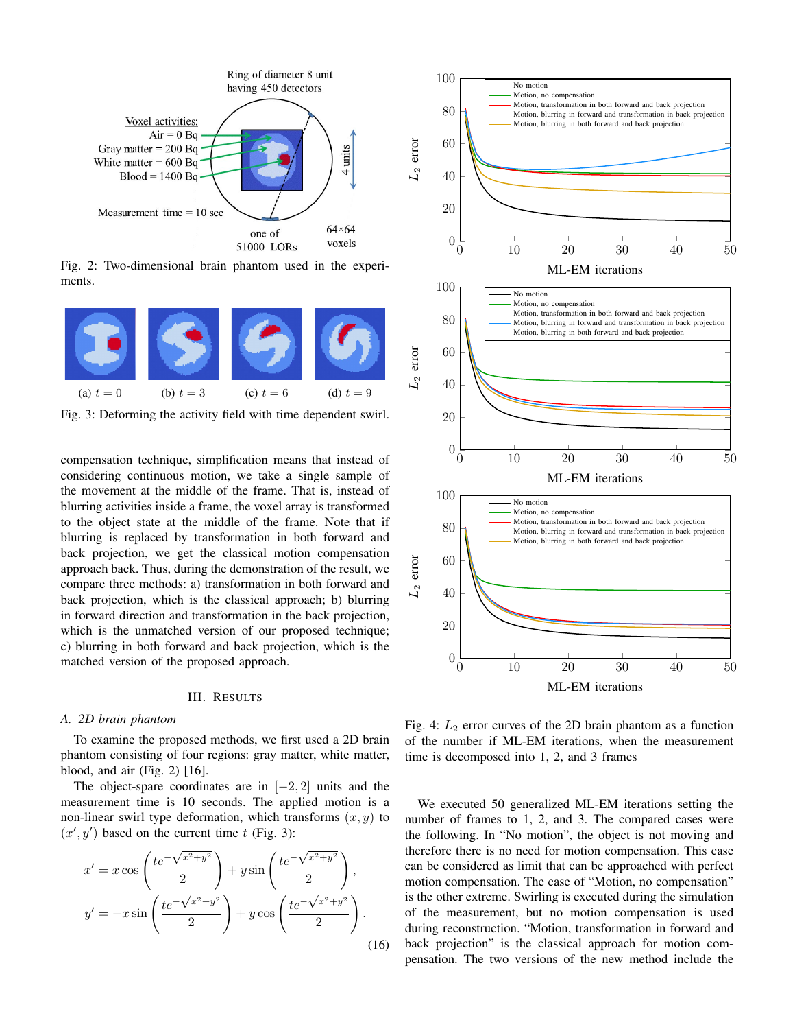Fig. 2: Two-dimensional brain phantom used in the experiments.

Fig. 3: Deforming the activity field with time dependent swirl.

compensation technique, simplification means that instead of considering continuous motion, we take a single sample of the movement at the middle of the frame. That is, instead of blurring activities inside a frame, the voxel array is transformed to the object state at the middle of the frame. Note that if blurring is replaced by transformation in both forward and back projection, we get the classical motion compensation approach back. Thus, during the demonstration of the result, we compare three methods: a) transformation in both forward and back projection, which is the classical approach; b) blurring in forward direction and transformation in the back projection, which is the unmatched version of our proposed technique; c) blurring in both forward and back projection, which is the matched version of the proposed approach.

## III. Results

### A. 2D brain phantom

To examine the proposed methods, we first used a 2D brain phantom consisting of four regions: gray matter, white matter, blood, and air (Fig. 2) [16].

The object-spare coordinates are in $[-2, 2]$ units and the measurement time is 10 seconds. The applied motion is a non-linear swirl type deformation, which transforms $(x, y)$ to $(x', y')$ based on the current time $t$ (Fig. 3):

$$x' = x \cos\left(\frac{te^{-\sqrt{x^2+y^2}}}{2}\right) + y \sin\left(\frac{te^{-\sqrt{x^2+y^2}}}{2}\right),$$

$$y' = -x \sin\left(\frac{te^{-\sqrt{x^2+y^2}}}{2}\right) + y \cos\left(\frac{te^{-\sqrt{x^2+y^2}}}{2}\right). \tag{16}$$

Fig. 4: $L_2$ error curves of the 2D brain phantom as a function of the number if ML-EM iterations, when the measurement time is decomposed into 1, 2, and 3 frames

We executed 50 generalized ML-EM iterations setting the number of frames to 1, 2, and 3. The compared cases were the following. In "No motion", the object is not moving and therefore there is no need for motion compensation. This case can be considered as limit that can be approached with perfect motion compensation. The case of "Motion, no compensation" is the other extreme. Swirling is executed during the simulation of the measurement, but no motion compensation is used during reconstruction. "Motion, transformation in forward and back projection" is the classical approach for motion compensation. The two versions of the new method include the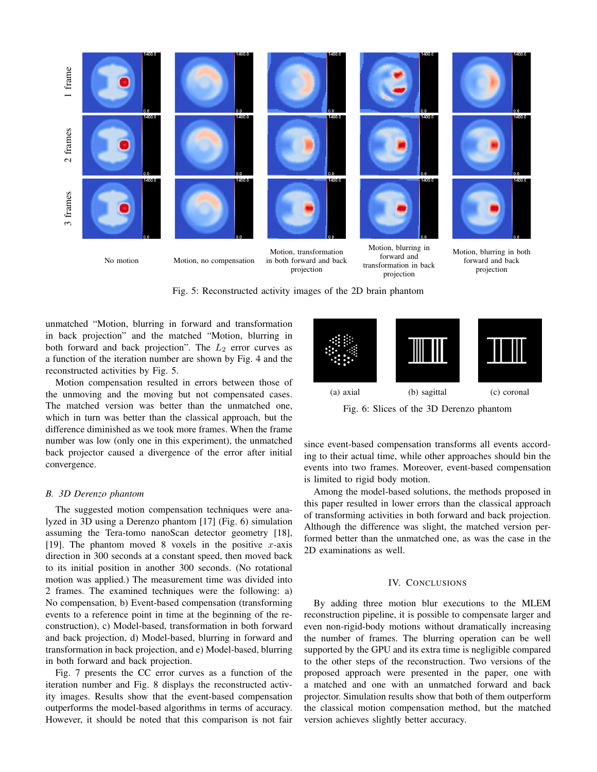Fig. 5: Reconstructed activity images of the 2D brain phantom

unmatched “Motion, blurring in forward and transformation in back projection” and the matched “Motion, blurring in both forward and back projection”. The $L_2$ error curves as a function of the iteration number are shown by Fig. 4 and the reconstructed activities by Fig. 5.

Motion compensation resulted in errors between those of the unmoving and the moving but not compensated cases. The matched version was better than the unmatched one, which in turn was better than the classical approach, but the difference diminished as we took more frames. When the frame number was low (only one in this experiment), the unmatched back projector caused a divergence of the error after initial convergence.

### B. 3D Derenzo phantom

The suggested motion compensation techniques were analyzed in 3D using a Derenzo phantom [17] (Fig. 6) simulation assuming the Tera-tomo nanoScan detector geometry [18], [19]. The phantom moved 8 voxels in the positive $x$-axis direction in 300 seconds at a constant speed, then moved back to its initial position in another 300 seconds. (No rotational motion was applied.) The measurement time was divided into 2 frames. The examined techniques were the following: a) No compensation, b) Event-based compensation (transforming events to a reference point in time at the beginning of the reconstruction), c) Model-based, transformation in both forward and back projection, d) Model-based, blurring in forward and transformation in back projection, and e) Model-based, blurring in both forward and back projection.

Fig. 7 presents the CC error curves as a function of the iteration number and Fig. 8 displays the reconstructed activity images. Results show that the event-based compensation outperforms the model-based algorithms in terms of accuracy. However, it should be noted that this comparison is not fair since event-based compensation transforms all events according to their actual time, while other approaches should bin the events into two frames. Moreover, event-based compensation is limited to rigid body motion.

Fig. 6: Slices of the 3D Derenzo phantom

Among the model-based solutions, the methods proposed in this paper resulted in lower errors than the classical approach of transforming activities in both forward and back projection. Although the difference was slight, the matched version performed better than the unmatched one, as was the case in the 2D examinations as well.

## IV. Conclusions

By adding three motion blur executions to the MLEM reconstruction pipeline, it is possible to compensate larger and even non-rigid-body motions without dramatically increasing the number of frames. The blurring operation can be well supported by the GPU and its extra time is negligible compared to the other steps of the reconstruction. Two versions of the proposed approach were presented in the paper, one with a matched and one with an unmatched forward and back projector. Simulation results show that both of them outperform the classical motion compensation method, but the matched version achieves slightly better accuracy.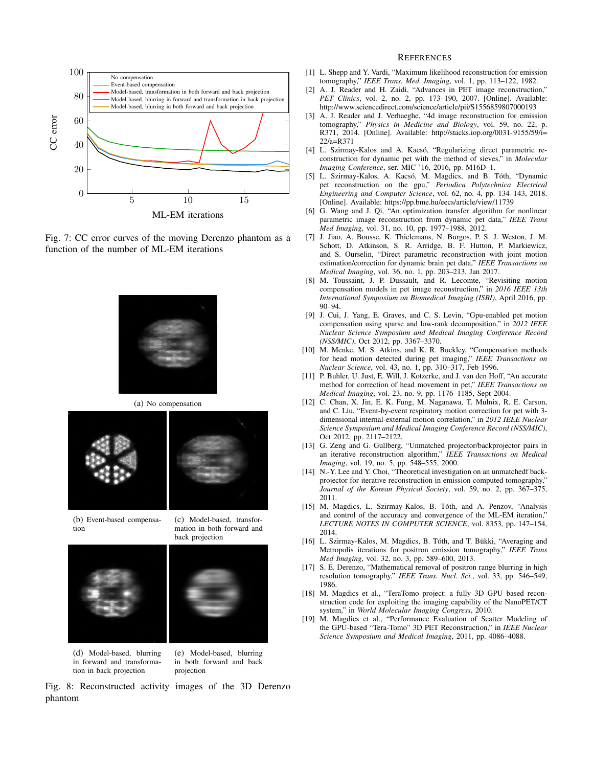100
80
60
40
20
0
5
10
15
CC error
ML-EM iterations

No compensation
Event-based compensation
Model-based, transformation in both forward and back projection
Model-based, blurring in forward and transformation in back projection
Model-based, blurring in both forward and back projection

Fig. 7: CC error curves of the moving Derenzo phantom as a function of the number of ML-EM iterations

(a) No compensation

(b) Event-based compensation

(c) Model-based, transformation in both forward and back projection

(d) Model-based, blurring in forward and transformation in back projection

(e) Model-based, blurring in both forward and back projection

Fig. 8: Reconstructed activity images of the 3D Derenzo phantom

## References

[1] L. Shepp and Y. Vardi, "Maximum likelihood reconstruction for emission tomography," *IEEE Trans. Med. Imaging*, vol. 1, pp. 113–122, 1982.

[2] A. J. Reader and H. Zaidi, "Advances in PET image reconstruction," *PET Clinics*, vol. 2, no. 2, pp. 173–190, 2007. [Online]. Available: http://www.sciencedirect.com/science/article/pii/S1556859807000193

[3] A. J. Reader and J. Verhaeghe, "4d image reconstruction for emission tomography," *Physics in Medicine and Biology*, vol. 59, no. 22, p. R371, 2014. [Online]. Available: http://stacks.iop.org/0031-9155/59/i=22/a=R371

[4] L. Szirmay-Kalos and A. Kacsó, "Regularizing direct parametric reconstruction for dynamic pet with the method of sieves," in *Molecular Imaging Conference*, ser. MIC '16, 2016, pp. M16D–1.

[5] L. Szirmay-Kalos, A. Kacsó, M. Magdics, and B. Tóth, "Dynamic pet reconstruction on the gpu," *Periodica Polytechnica Electrical Engineering and Computer Science*, vol. 62, no. 4, pp. 134–143, 2018. [Online]. Available: https://pp.bme.hu/eecs/article/view/11739

[6] G. Wang and J. Qi, "An optimization transfer algorithm for nonlinear parametric image reconstruction from dynamic pet data," *IEEE Trans Med Imaging*, vol. 31, no. 10, pp. 1977–1988, 2012.

[7] J. Jiao, A. Bousse, K. Thielemans, N. Burgos, P. S. J. Weston, J. M. Schott, D. Atkinson, S. R. Arridge, B. F. Hutton, P. Markiewicz, and S. Ourselin, "Direct parametric reconstruction with joint motion estimation/correction for dynamic brain pet data," *IEEE Transactions on Medical Imaging*, vol. 36, no. 1, pp. 203–213, Jan 2017.

[8] M. Toussaint, J. P. Dussault, and R. Lecomte, "Revisiting motion compensation models in pet image reconstruction," in *2016 IEEE 13th International Symposium on Biomedical Imaging (ISBI)*, April 2016, pp. 90–94.

[9] J. Cui, J. Yang, E. Graves, and C. S. Levin, "Gpu-enabled pet motion compensation using sparse and low-rank decomposition," in *2012 IEEE Nuclear Science Symposium and Medical Imaging Conference Record (NSS/MIC)*, Oct 2012, pp. 3367–3370.

[10] M. Menke, M. S. Atkins, and K. R. Buckley, "Compensation methods for head motion detected during pet imaging," *IEEE Transactions on Nuclear Science*, vol. 43, no. 1, pp. 310–317, Feb 1996.

[11] P. Buhler, U. Just, E. Will, J. Kotzerke, and J. van den Hoff, "An accurate method for correction of head movement in pet," *IEEE Transactions on Medical Imaging*, vol. 23, no. 9, pp. 1176–1185, Sept 2004.

[12] C. Chan, X. Jin, E. K. Fung, M. Naganawa, T. Mulnix, R. E. Carson, and C. Liu, "Event-by-event respiratory motion correction for pet with 3-dimensional internal-external motion correlation," in *2012 IEEE Nuclear Science Symposium and Medical Imaging Conference Record (NSS/MIC)*, Oct 2012, pp. 2117–2122.

[13] G. Zeng and G. Gullberg, "Unmatched projector/backprojector pairs in an iterative reconstruction algorithm," *IEEE Transactions on Medical Imaging*, vol. 19, no. 5, pp. 548–555, 2000.

[14] N.-Y. Lee and Y. Choi, "Theoretical investigation on an unmatchedf backprojector for iterative reconstruction in emission computed tomography," *Journal of the Korean Physical Society*, vol. 59, no. 2, pp. 367–375, 2011.

[15] M. Magdics, L. Szirmay-Kalos, B. Tóth, and A. Penzov, "Analysis and control of the accuracy and convergence of the ML-EM iteration," *LECTURE NOTES IN COMPUTER SCIENCE*, vol. 8353, pp. 147–154, 2014.

[16] L. Szirmay-Kalos, M. Magdics, B. Tóth, and T. Bükki, "Averaging and Metropolis iterations for positron emission tomography," *IEEE Trans Med Imaging*, vol. 32, no. 3, pp. 589–600, 2013.

[17] S. E. Derenzo, "Mathematical removal of positron range blurring in high resolution tomography," *IEEE Trans. Nucl. Sci.*, vol. 33, pp. 546–549, 1986.

[18] M. Magdics et al., "TeraTomo project: a fully 3D GPU based reconstruction code for exploiting the imaging capability of the NanoPET/CT system," in *World Molecular Imaging Congress*, 2010.

[19] M. Magdics et al., "Performance Evaluation of Scatter Modeling of the GPU-based "Tera-Tomo" 3D PET Reconstruction," in *IEEE Nuclear Science Symposium and Medical Imaging*, 2011, pp. 4086–4088.